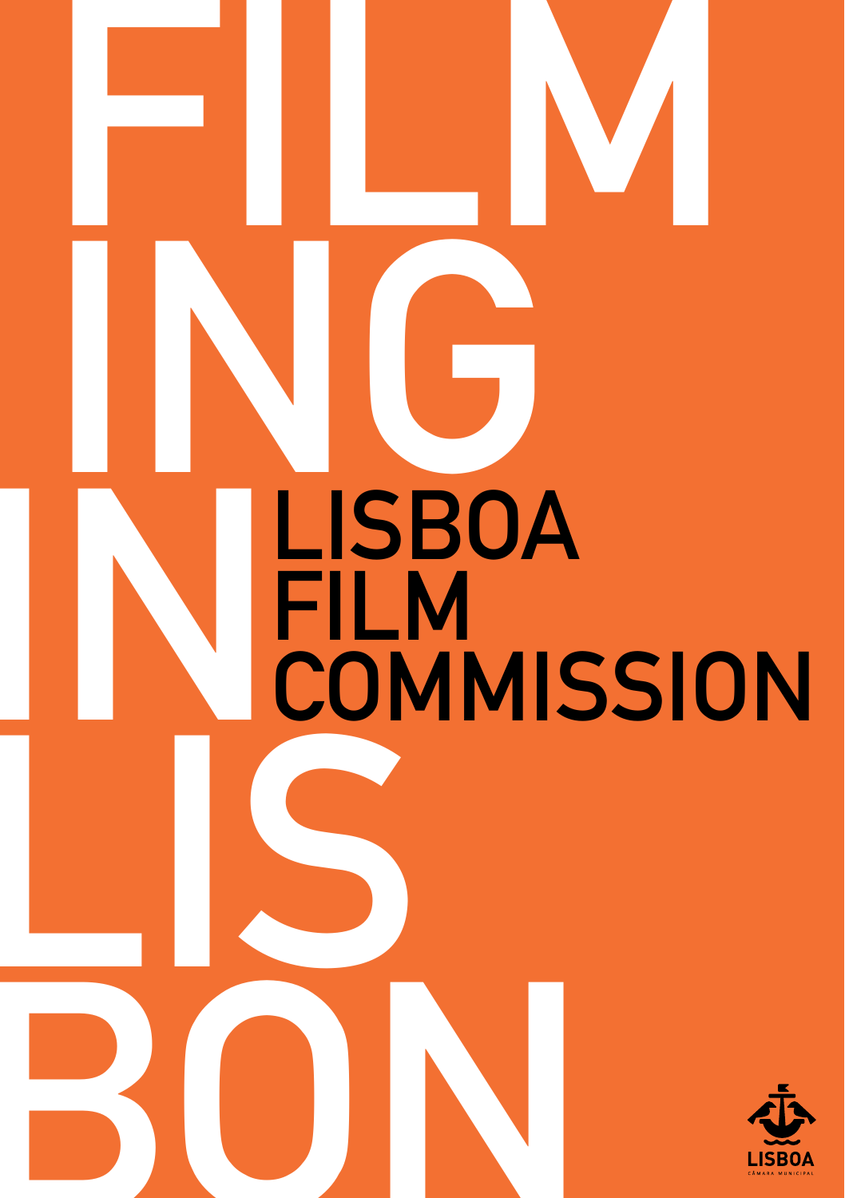# FILMING IN LISBON

## LISBOA FILM COMMISSION

LISBOA
CÂMARA MUNICIPAL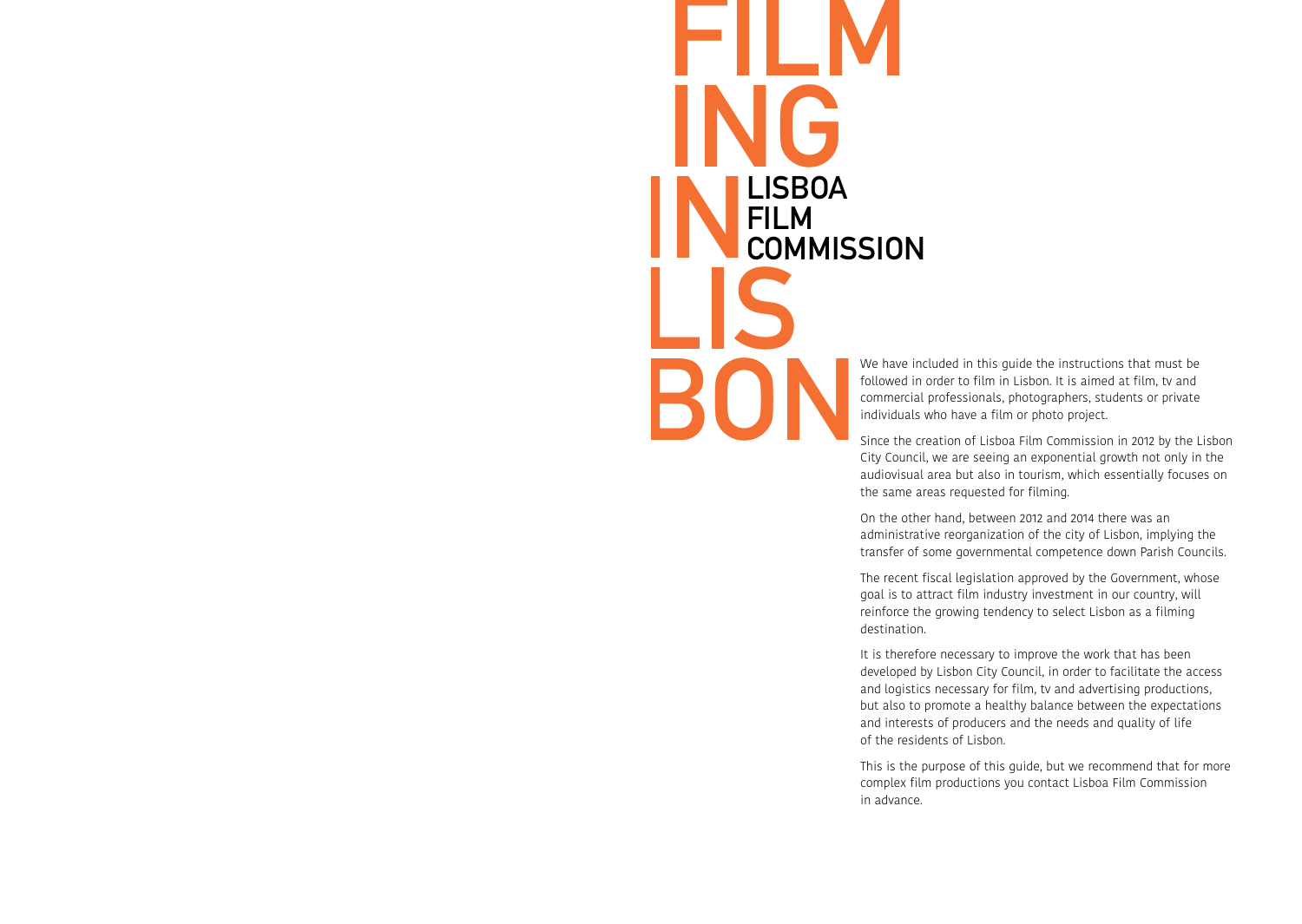# FILMING IN LISBON

## LISBOA FILM COMMISSION

We have included in this guide the instructions that must be followed in order to film in Lisbon. It is aimed at film, tv and commercial professionals, photographers, students or private individuals who have a film or photo project.

Since the creation of Lisboa Film Commission in 2012 by the Lisbon City Council, we are seeing an exponential growth not only in the audiovisual area but also in tourism, which essentially focuses on the same areas requested for filming.

On the other hand, between 2012 and 2014 there was an administrative reorganization of the city of Lisbon, implying the transfer of some governmental competence down Parish Councils.

The recent fiscal legislation approved by the Government, whose goal is to attract film industry investment in our country, will reinforce the growing tendency to select Lisbon as a filming destination.

It is therefore necessary to improve the work that has been developed by Lisbon City Council, in order to facilitate the access and logistics necessary for film, tv and advertising productions, but also to promote a healthy balance between the expectations and interests of producers and the needs and quality of life of the residents of Lisbon.

This is the purpose of this guide, but we recommend that for more complex film productions you contact Lisboa Film Commission in advance.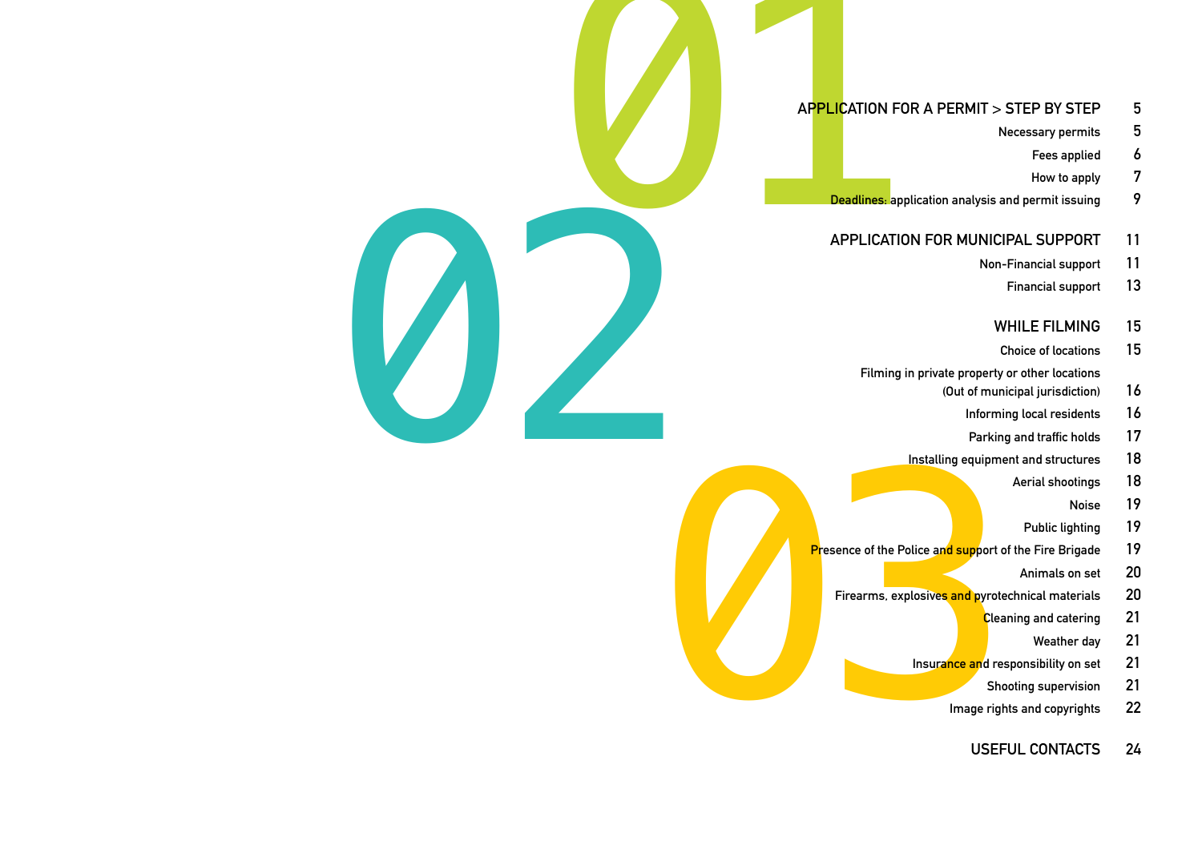# 01

**APPLICATION FOR A PERMIT > STEP BY STEP** 5

- Necessary permits 5
- Fees applied 6
- How to apply 7
- Deadlines: application analysis and permit issuing 9

# 02

**APPLICATION FOR MUNICIPAL SUPPORT** 11

- Non-Financial support 11
- Financial support 13

# 03

**WHILE FILMING** 15

- Choice of locations 15
- Filming in private property or other locations (Out of municipal jurisdiction) 16
- Informing local residents 16
- Parking and traffic holds 17
- Installing equipment and structures 18
- Aerial shootings 18
- Noise 19
- Public lighting 19
- Presence of the Police and support of the Fire Brigade 19
- Animals on set 20
- Firearms, explosives and pyrotechnical materials 20
- Cleaning and catering 21
- Weather day 21
- Insurance and responsibility on set 21
- Shooting supervision 21
- Image rights and copyrights 22

**USEFUL CONTACTS** 24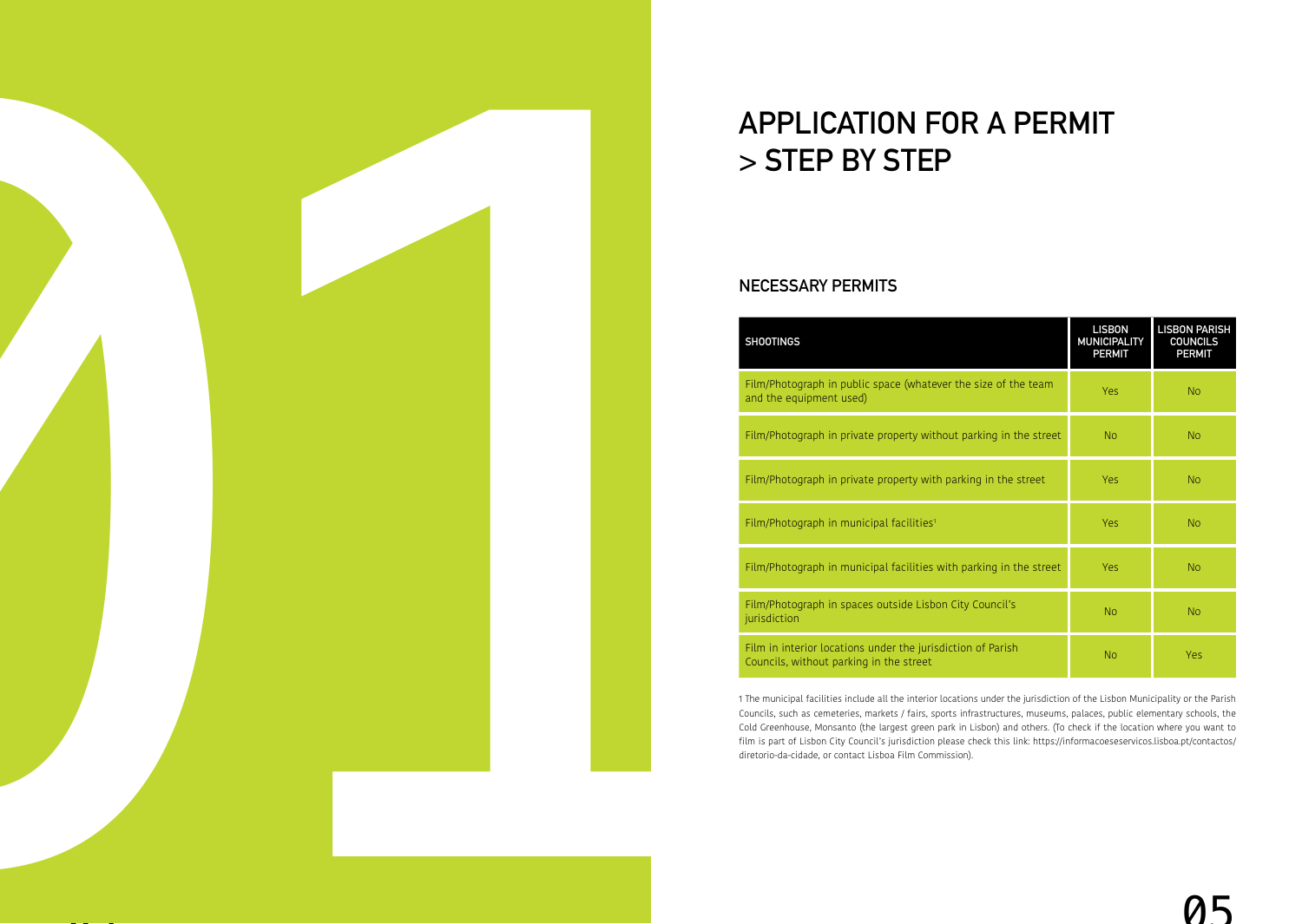# APPLICATION FOR A PERMIT > STEP BY STEP

## NECESSARY PERMITS

| SHOOTINGS | LISBON MUNICIPALITY PERMIT | LISBON PARISH COUNCILS PERMIT |
|---|---|---|
| Film/Photograph in public space (whatever the size of the team and the equipment used) | Yes | No |
| Film/Photograph in private property without parking in the street | No | No |
| Film/Photograph in private property with parking in the street | Yes | No |
| Film/Photograph in municipal facilities[1] | Yes | No |
| Film/Photograph in municipal facilities with parking in the street | Yes | No |
| Film/Photograph in spaces outside Lisbon City Council's jurisdiction | No | No |
| Film in interior locations under the jurisdiction of Parish Councils, without parking in the street | No | Yes |

1 The municipal facilities include all the interior locations under the jurisdiction of the Lisbon Municipality or the Parish Councils, such as cemeteries, markets / fairs, sports infrastructures, museums, palaces, public elementary schools, the Cold Greenhouse, Monsanto (the largest green park in Lisbon) and others. (To check if the location where you want to film is part of Lisbon City Council's jurisdiction please check this link: https://informacoeseservicos.lisboa.pt/contactos/diretorio-da-cidade, or contact Lisboa Film Commission).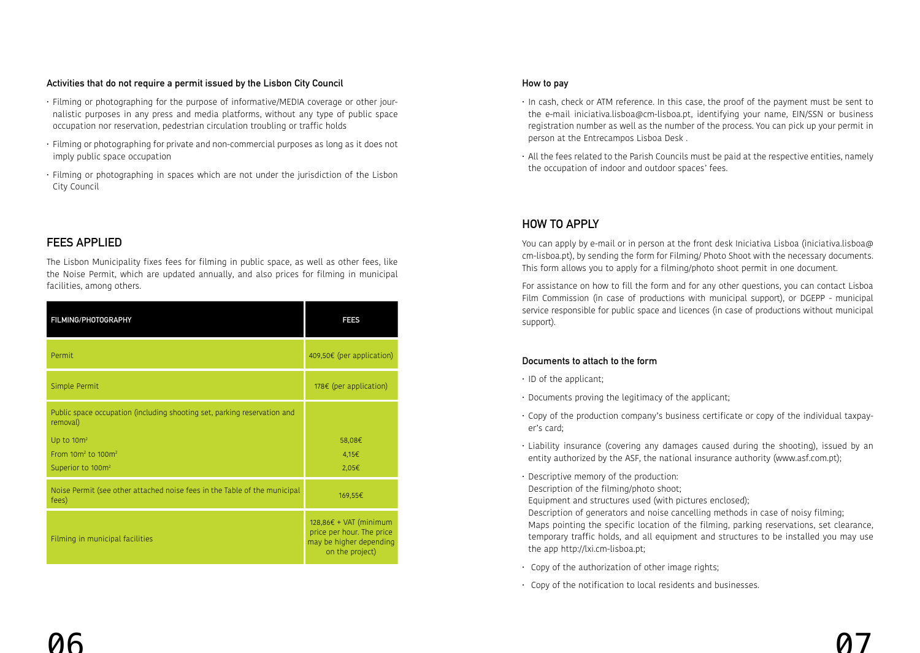### Activities that do not require a permit issued by the Lisbon City Council

- Filming or photographing for the purpose of informative/MEDIA coverage or other journalistic purposes in any press and media platforms, without any type of public space occupation nor reservation, pedestrian circulation troubling or traffic holds
- Filming or photographing for private and non-commercial purposes as long as it does not imply public space occupation
- Filming or photographing in spaces which are not under the jurisdiction of the Lisbon City Council

## FEES APPLIED

The Lisbon Municipality fixes fees for filming in public space, as well as other fees, like the Noise Permit, which are updated annually, and also prices for filming in municipal facilities, among others.

| FILMING/PHOTOGRAPHY | FEES |
|---|---|
| Permit | 409,50€ (per application) |
| Simple Permit | 178€ (per application) |
| Public space occupation (including shooting set, parking reservation and removal) | |
| Up to 10m² | 58,08€ |
| From 10m² to 100m² | 4,15€ |
| Superior to 100m² | 2,05€ |
| Noise Permit (see other attached noise fees in the Table of the municipal fees) | 169,55€ |
| Filming in municipal facilities | 128,86€ + VAT (minimum price per hour. The price may be higher depending on the project) |

### How to pay

- In cash, check or ATM reference. In this case, the proof of the payment must be sent to the e-mail iniciativa.lisboa@cm-lisboa.pt, identifying your name, EIN/SSN or business registration number as well as the number of the process. You can pick up your permit in person at the Entrecampos Lisboa Desk .
- All the fees related to the Parish Councils must be paid at the respective entities, namely the occupation of indoor and outdoor spaces' fees.

## HOW TO APPLY

You can apply by e-mail or in person at the front desk Iniciativa Lisboa (iniciativa.lisboa@cm-lisboa.pt), by sending the form for Filming/ Photo Shoot with the necessary documents. This form allows you to apply for a filming/photo shoot permit in one document.

For assistance on how to fill the form and for any other questions, you can contact Lisboa Film Commission (in case of productions with municipal support), or DGEPP - municipal service responsible for public space and licences (in case of productions without municipal support).

### Documents to attach to the form

- ID of the applicant;
- Documents proving the legitimacy of the applicant;
- Copy of the production company's business certificate or copy of the individual taxpayer's card;
- Liability insurance (covering any damages caused during the shooting), issued by an entity authorized by the ASF, the national insurance authority (www.asf.com.pt);
- Descriptive memory of the production:
  Description of the filming/photo shoot;
  Equipment and structures used (with pictures enclosed);
  Description of generators and noise cancelling methods in case of noisy filming;
  Maps pointing the specific location of the filming, parking reservations, set clearance, temporary traffic holds, and all equipment and structures to be installed you may use the app http://lxi.cm-lisboa.pt;
- Copy of the authorization of other image rights;
- Copy of the notification to local residents and businesses.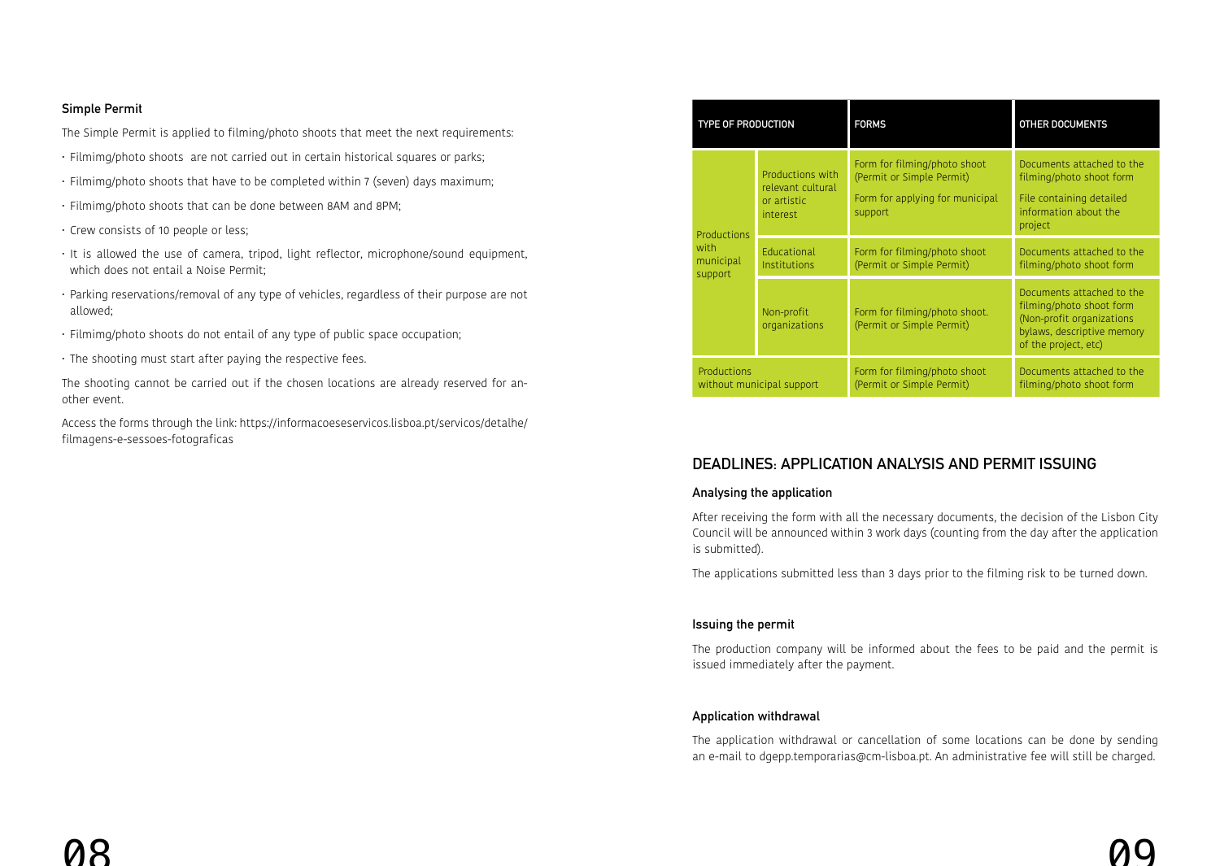### Simple Permit

The Simple Permit is applied to filming/photo shoots that meet the next requirements:

- Filmimg/photo shoots are not carried out in certain historical squares or parks;
- Filmimg/photo shoots that have to be completed within 7 (seven) days maximum;
- Filmimg/photo shoots that can be done between 8AM and 8PM;
- Crew consists of 10 people or less;
- It is allowed the use of camera, tripod, light reflector, microphone/sound equipment, which does not entail a Noise Permit;
- Parking reservations/removal of any type of vehicles, regardless of their purpose are not allowed;
- Filmimg/photo shoots do not entail of any type of public space occupation;
- The shooting must start after paying the respective fees.

The shooting cannot be carried out if the chosen locations are already reserved for another event.

Access the forms through the link: https://informacoeseservicos.lisboa.pt/servicos/detalhe/filmagens-e-sessoes-fotograficas

| TYPE OF PRODUCTION | | FORMS | OTHER DOCUMENTS |
|---|---|---|---|
| Productions with municipal support | Productions with relevant cultural or artistic interest | Form for filming/photo shoot (Permit or Simple Permit)<br>Form for applying for municipal support | Documents attached to the filming/photo shoot form<br>File containing detailed information about the project |
| | Educational Institutions | Form for filming/photo shoot (Permit or Simple Permit) | Documents attached to the filming/photo shoot form |
| | Non-profit organizations | Form for filming/photo shoot. (Permit or Simple Permit) | Documents attached to the filming/photo shoot form (Non-profit organizations bylaws, descriptive memory of the project, etc) |
| Productions without municipal support | | Form for filming/photo shoot (Permit or Simple Permit) | Documents attached to the filming/photo shoot form |

## DEADLINES: APPLICATION ANALYSIS AND PERMIT ISSUING

### Analysing the application

After receiving the form with all the necessary documents, the decision of the Lisbon City Council will be announced within 3 work days (counting from the day after the application is submitted).

The applications submitted less than 3 days prior to the filming risk to be turned down.

### Issuing the permit

The production company will be informed about the fees to be paid and the permit is issued immediately after the payment.

### Application withdrawal

The application withdrawal or cancellation of some locations can be done by sending an e-mail to dgepp.temporarias@cm-lisboa.pt. An administrative fee will still be charged.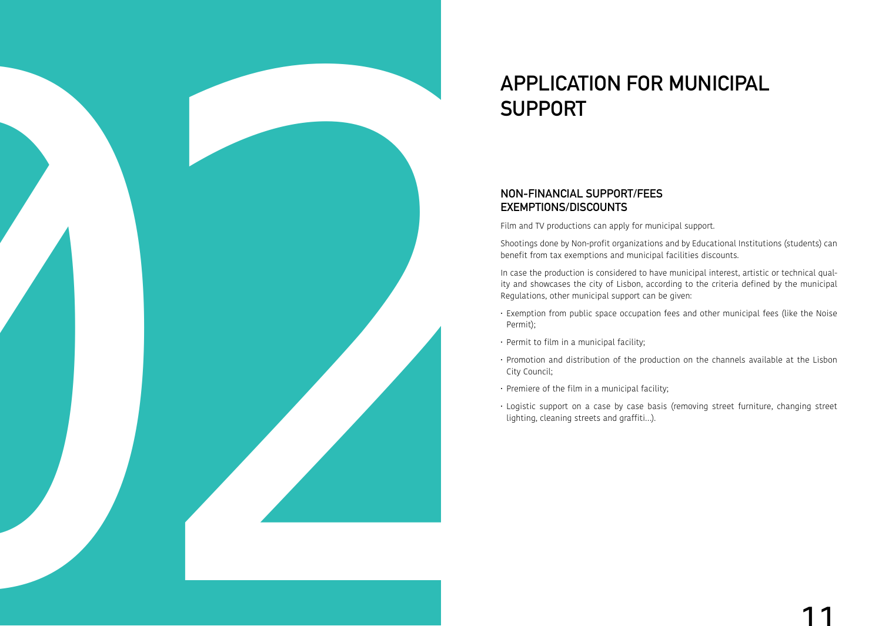# APPLICATION FOR MUNICIPAL SUPPORT

## NON-FINANCIAL SUPPORT/FEES EXEMPTIONS/DISCOUNTS

Film and TV productions can apply for municipal support.

Shootings done by Non-profit organizations and by Educational Institutions (students) can benefit from tax exemptions and municipal facilities discounts.

In case the production is considered to have municipal interest, artistic or technical quality and showcases the city of Lisbon, according to the criteria defined by the municipal Regulations, other municipal support can be given:

- Exemption from public space occupation fees and other municipal fees (like the Noise Permit);
- Permit to film in a municipal facility;
- Promotion and distribution of the production on the channels available at the Lisbon City Council;
- Premiere of the film in a municipal facility;
- Logistic support on a case by case basis (removing street furniture, changing street lighting, cleaning streets and graffiti...).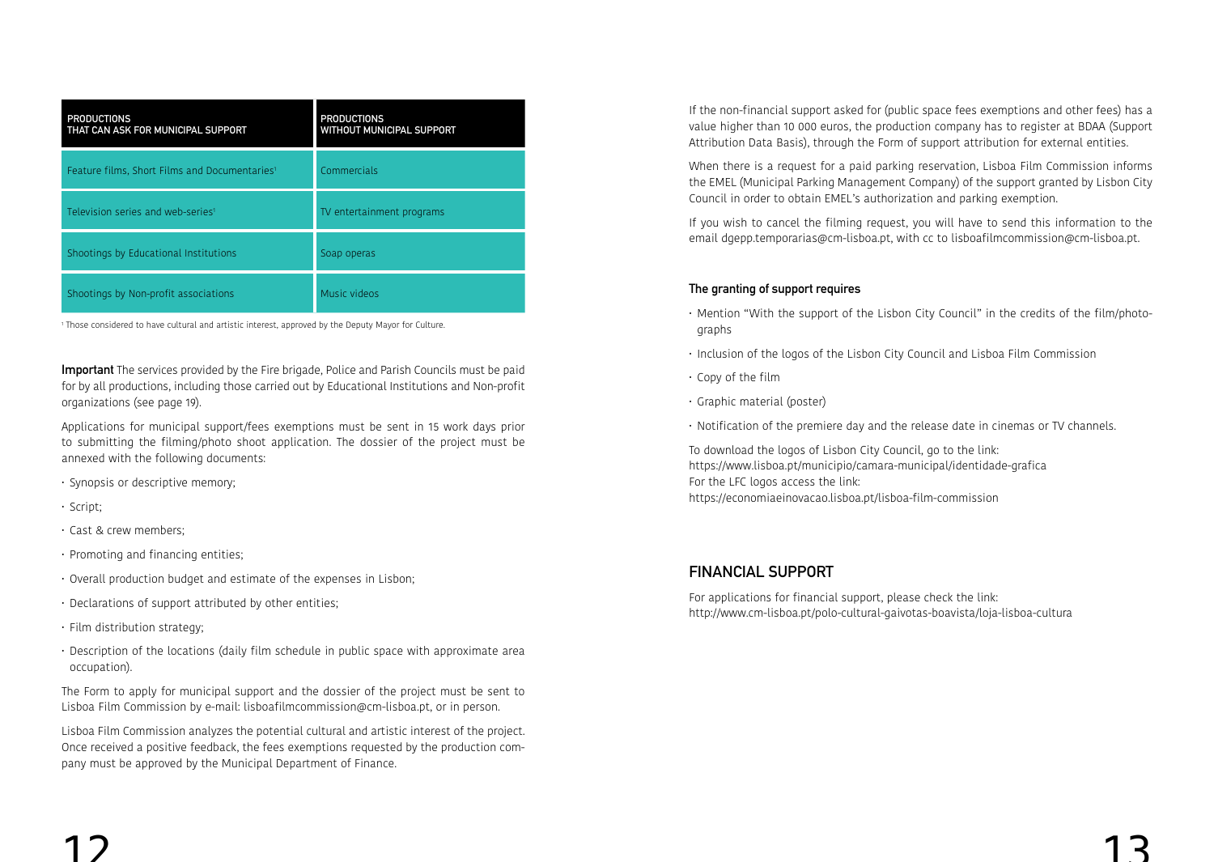| PRODUCTIONS THAT CAN ASK FOR MUNICIPAL SUPPORT | PRODUCTIONS WITHOUT MUNICIPAL SUPPORT |
|---|---|
| Feature films, Short Films and Documentaries[1] | Commercials |
| Television series and web-series[1] | TV entertainment programs |
| Shootings by Educational Institutions | Soap operas |
| Shootings by Non-profit associations | Music videos |

[1] Those considered to have cultural and artistic interest, approved by the Deputy Mayor for Culture.

**Important** The services provided by the Fire brigade, Police and Parish Councils must be paid for by all productions, including those carried out by Educational Institutions and Non-profit organizations (see page 19).

Applications for municipal support/fees exemptions must be sent in 15 work days prior to submitting the filming/photo shoot application. The dossier of the project must be annexed with the following documents:

- Synopsis or descriptive memory;
- Script;
- Cast & crew members;
- Promoting and financing entities;
- Overall production budget and estimate of the expenses in Lisbon;
- Declarations of support attributed by other entities;
- Film distribution strategy;
- Description of the locations (daily film schedule in public space with approximate area occupation).

The Form to apply for municipal support and the dossier of the project must be sent to Lisboa Film Commission by e-mail: lisboafilmcommission@cm-lisboa.pt, or in person.

Lisboa Film Commission analyzes the potential cultural and artistic interest of the project. Once received a positive feedback, the fees exemptions requested by the production company must be approved by the Municipal Department of Finance.

If the non-financial support asked for (public space fees exemptions and other fees) has a value higher than 10 000 euros, the production company has to register at BDAA (Support Attribution Data Basis), through the Form of support attribution for external entities.

When there is a request for a paid parking reservation, Lisboa Film Commission informs the EMEL (Municipal Parking Management Company) of the support granted by Lisbon City Council in order to obtain EMEL's authorization and parking exemption.

If you wish to cancel the filming request, you will have to send this information to the email dgepp.temporarias@cm-lisboa.pt, with cc to lisboafilmcommission@cm-lisboa.pt.

**The granting of support requires**

- Mention "With the support of the Lisbon City Council" in the credits of the film/photographs
- Inclusion of the logos of the Lisbon City Council and Lisboa Film Commission
- Copy of the film
- Graphic material (poster)
- Notification of the premiere day and the release date in cinemas or TV channels.

To download the logos of Lisbon City Council, go to the link:
https://www.lisboa.pt/municipio/camara-municipal/identidade-grafica
For the LFC logos access the link:
https://economiaeinovacao.lisboa.pt/lisboa-film-commission

## FINANCIAL SUPPORT

For applications for financial support, please check the link:
http://www.cm-lisboa.pt/polo-cultural-gaivotas-boavista/loja-lisboa-cultura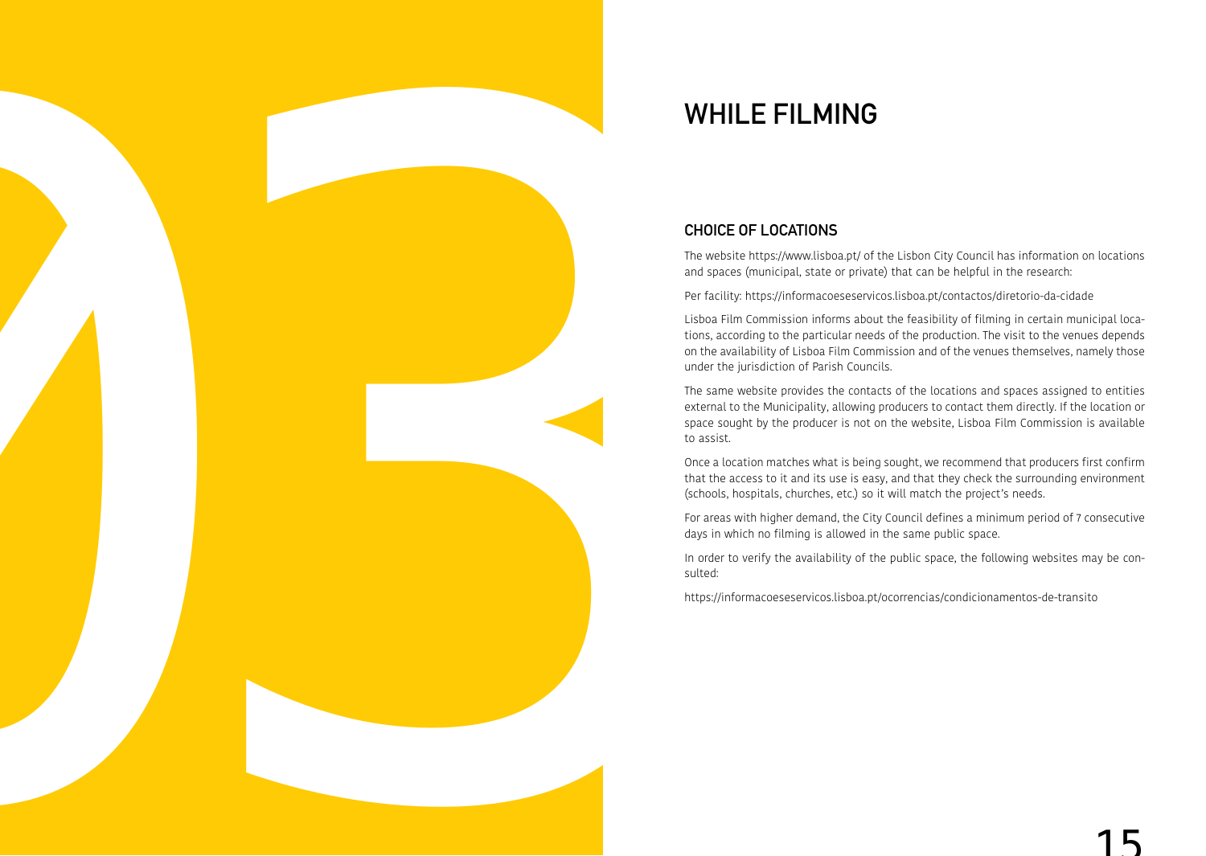# WHILE FILMING

## CHOICE OF LOCATIONS

The website https://www.lisboa.pt/ of the Lisbon City Council has information on locations and spaces (municipal, state or private) that can be helpful in the research:

Per facility: https://informacoeseservicos.lisboa.pt/contactos/diretorio-da-cidade

Lisboa Film Commission informs about the feasibility of filming in certain municipal locations, according to the particular needs of the production. The visit to the venues depends on the availability of Lisboa Film Commission and of the venues themselves, namely those under the jurisdiction of Parish Councils.

The same website provides the contacts of the locations and spaces assigned to entities external to the Municipality, allowing producers to contact them directly. If the location or space sought by the producer is not on the website, Lisboa Film Commission is available to assist.

Once a location matches what is being sought, we recommend that producers first confirm that the access to it and its use is easy, and that they check the surrounding environment (schools, hospitals, churches, etc.) so it will match the project's needs.

For areas with higher demand, the City Council defines a minimum period of 7 consecutive days in which no filming is allowed in the same public space.

In order to verify the availability of the public space, the following websites may be consulted:

https://informacoeseservicos.lisboa.pt/ocorrencias/condicionamentos-de-transito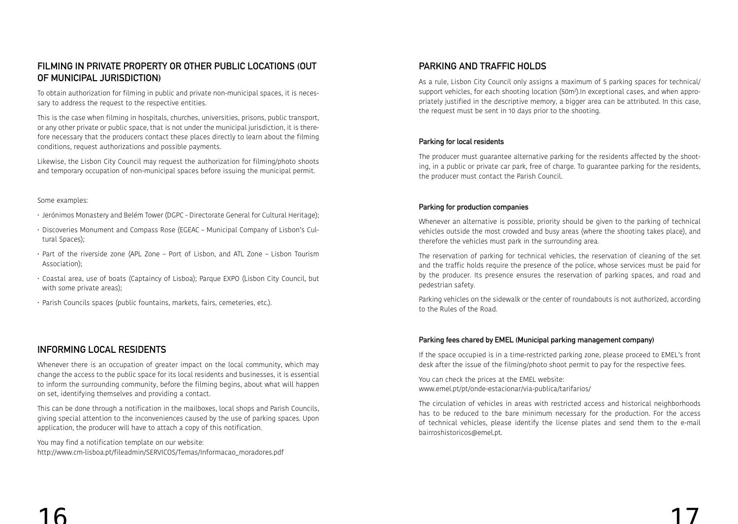## FILMING IN PRIVATE PROPERTY OR OTHER PUBLIC LOCATIONS (OUT OF MUNICIPAL JURISDICTION)

To obtain authorization for filming in public and private non-municipal spaces, it is necessary to address the request to the respective entities.

This is the case when filming in hospitals, churches, universities, prisons, public transport, or any other private or public space, that is not under the municipal jurisdiction, it is therefore necessary that the producers contact these places directly to learn about the filming conditions, request authorizations and possible payments.

Likewise, the Lisbon City Council may request the authorization for filming/photo shoots and temporary occupation of non-municipal spaces before issuing the municipal permit.

Some examples:

- Jerónimos Monastery and Belém Tower (DGPC - Directorate General for Cultural Heritage);
- Discoveries Monument and Compass Rose (EGEAC – Municipal Company of Lisbon's Cultural Spaces);
- Part of the riverside zone (APL Zone – Port of Lisbon, and ATL Zone – Lisbon Tourism Association);
- Coastal area, use of boats (Captaincy of Lisboa); Parque EXPO (Lisbon City Council, but with some private areas);
- Parish Councils spaces (public fountains, markets, fairs, cemeteries, etc.).

## INFORMING LOCAL RESIDENTS

Whenever there is an occupation of greater impact on the local community, which may change the access to the public space for its local residents and businesses, it is essential to inform the surrounding community, before the filming begins, about what will happen on set, identifying themselves and providing a contact.

This can be done through a notification in the mailboxes, local shops and Parish Councils, giving special attention to the inconveniences caused by the use of parking spaces. Upon application, the producer will have to attach a copy of this notification.

You may find a notification template on our website:
http://www.cm-lisboa.pt/fileadmin/SERVICOS/Temas/Informacao_moradores.pdf

## PARKING AND TRAFFIC HOLDS

As a rule, Lisbon City Council only assigns a maximum of 5 parking spaces for technical/support vehicles, for each shooting location (50m²).In exceptional cases, and when appropriately justified in the descriptive memory, a bigger area can be attributed. In this case, the request must be sent in 10 days prior to the shooting.

### Parking for local residents

The producer must guarantee alternative parking for the residents affected by the shooting, in a public or private car park, free of charge. To guarantee parking for the residents, the producer must contact the Parish Council.

### Parking for production companies

Whenever an alternative is possible, priority should be given to the parking of technical vehicles outside the most crowded and busy areas (where the shooting takes place), and therefore the vehicles must park in the surrounding area.

The reservation of parking for technical vehicles, the reservation of cleaning of the set and the traffic holds require the presence of the police, whose services must be paid for by the producer. Its presence ensures the reservation of parking spaces, and road and pedestrian safety.

Parking vehicles on the sidewalk or the center of roundabouts is not authorized, according to the Rules of the Road.

### Parking fees chared by EMEL (Municipal parking management company)

If the space occupied is in a time-restricted parking zone, please proceed to EMEL's front desk after the issue of the filming/photo shoot permit to pay for the respective fees.

You can check the prices at the EMEL website:
www.emel.pt/pt/onde-estacionar/via-publica/tarifarios/

The circulation of vehicles in areas with restricted access and historical neighborhoods has to be reduced to the bare minimum necessary for the production. For the access of technical vehicles, please identify the license plates and send them to the e-mail bairroshistoricos@emel.pt.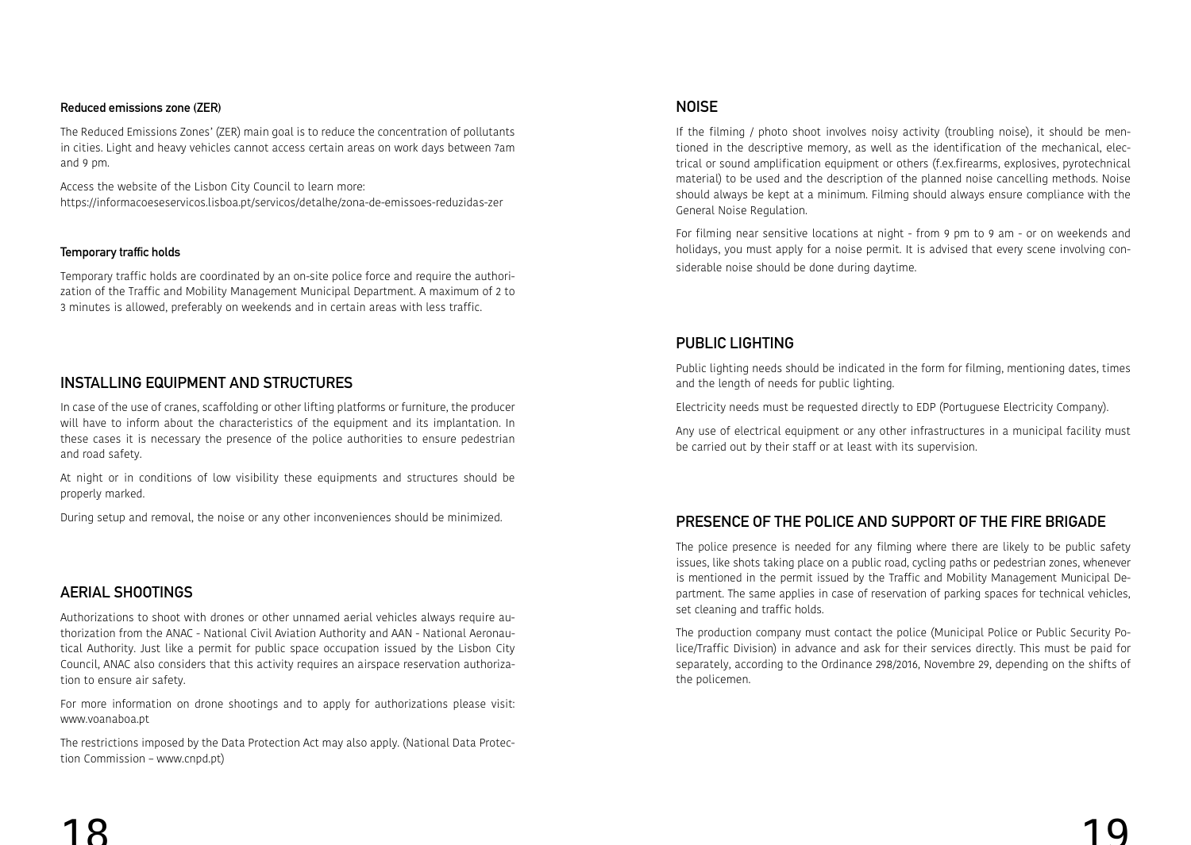### Reduced emissions zone (ZER)

The Reduced Emissions Zones' (ZER) main goal is to reduce the concentration of pollutants in cities. Light and heavy vehicles cannot access certain areas on work days between 7am and 9 pm.

Access the website of the Lisbon City Council to learn more:
https://informacoeseservicos.lisboa.pt/servicos/detalhe/zona-de-emissoes-reduzidas-zer

### Temporary traffic holds

Temporary traffic holds are coordinated by an on-site police force and require the authorization of the Traffic and Mobility Management Municipal Department. A maximum of 2 to 3 minutes is allowed, preferably on weekends and in certain areas with less traffic.

## INSTALLING EQUIPMENT AND STRUCTURES

In case of the use of cranes, scaffolding or other lifting platforms or furniture, the producer will have to inform about the characteristics of the equipment and its implantation. In these cases it is necessary the presence of the police authorities to ensure pedestrian and road safety.

At night or in conditions of low visibility these equipments and structures should be properly marked.

During setup and removal, the noise or any other inconveniences should be minimized.

## AERIAL SHOOTINGS

Authorizations to shoot with drones or other unnamed aerial vehicles always require authorization from the ANAC - National Civil Aviation Authority and AAN - National Aeronautical Authority. Just like a permit for public space occupation issued by the Lisbon City Council, ANAC also considers that this activity requires an airspace reservation authorization to ensure air safety.

For more information on drone shootings and to apply for authorizations please visit: www.voanaboa.pt

The restrictions imposed by the Data Protection Act may also apply. (National Data Protection Commission – www.cnpd.pt)

## NOISE

If the filming / photo shoot involves noisy activity (troubling noise), it should be mentioned in the descriptive memory, as well as the identification of the mechanical, electrical or sound amplification equipment or others (f.ex.firearms, explosives, pyrotechnical material) to be used and the description of the planned noise cancelling methods. Noise should always be kept at a minimum. Filming should always ensure compliance with the General Noise Regulation.

For filming near sensitive locations at night - from 9 pm to 9 am - or on weekends and holidays, you must apply for a noise permit. It is advised that every scene involving considerable noise should be done during daytime.

## PUBLIC LIGHTING

Public lighting needs should be indicated in the form for filming, mentioning dates, times and the length of needs for public lighting.

Electricity needs must be requested directly to EDP (Portuguese Electricity Company).

Any use of electrical equipment or any other infrastructures in a municipal facility must be carried out by their staff or at least with its supervision.

## PRESENCE OF THE POLICE AND SUPPORT OF THE FIRE BRIGADE

The police presence is needed for any filming where there are likely to be public safety issues, like shots taking place on a public road, cycling paths or pedestrian zones, whenever is mentioned in the permit issued by the Traffic and Mobility Management Municipal Department. The same applies in case of reservation of parking spaces for technical vehicles, set cleaning and traffic holds.

The production company must contact the police (Municipal Police or Public Security Police/Traffic Division) in advance and ask for their services directly. This must be paid for separately, according to the Ordinance 298/2016, Novembre 29, depending on the shifts of the policemen.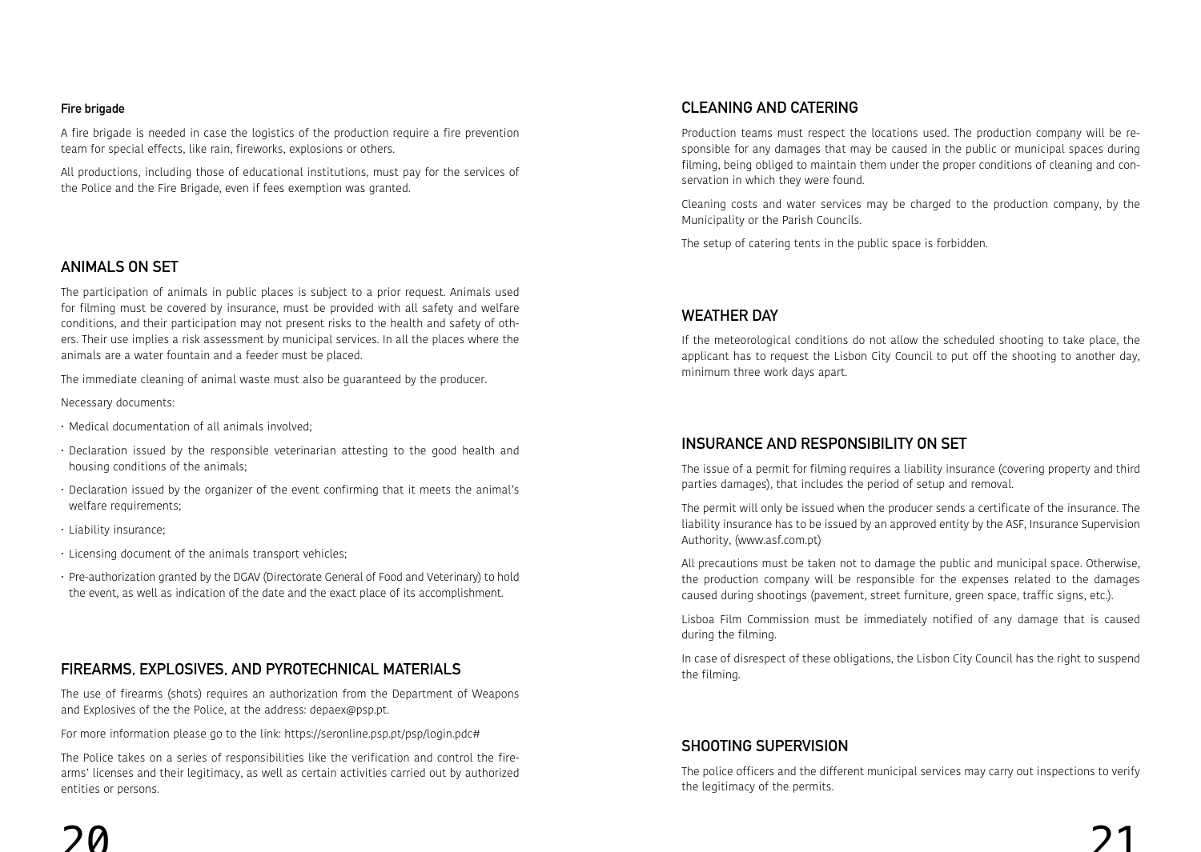### Fire brigade

A fire brigade is needed in case the logistics of the production require a fire prevention team for special effects, like rain, fireworks, explosions or others.

All productions, including those of educational institutions, must pay for the services of the Police and the Fire Brigade, even if fees exemption was granted.

## ANIMALS ON SET

The participation of animals in public places is subject to a prior request. Animals used for filming must be covered by insurance, must be provided with all safety and welfare conditions, and their participation may not present risks to the health and safety of others. Their use implies a risk assessment by municipal services. In all the places where the animals are a water fountain and a feeder must be placed.

The immediate cleaning of animal waste must also be guaranteed by the producer.

Necessary documents:

- Medical documentation of all animals involved;
- Declaration issued by the responsible veterinarian attesting to the good health and housing conditions of the animals;
- Declaration issued by the organizer of the event confirming that it meets the animal's welfare requirements;
- Liability insurance;
- Licensing document of the animals transport vehicles;
- Pre-authorization granted by the DGAV (Directorate General of Food and Veterinary) to hold the event, as well as indication of the date and the exact place of its accomplishment.

## FIREARMS, EXPLOSIVES, AND PYROTECHNICAL MATERIALS

The use of firearms (shots) requires an authorization from the Department of Weapons and Explosives of the the Police, at the address: depaex@psp.pt.

For more information please go to the link: https://seronline.psp.pt/psp/login.pdc#

The Police takes on a series of responsibilities like the verification and control the firearms' licenses and their legitimacy, as well as certain activities carried out by authorized entities or persons.

## CLEANING AND CATERING

Production teams must respect the locations used. The production company will be responsible for any damages that may be caused in the public or municipal spaces during filming, being obliged to maintain them under the proper conditions of cleaning and conservation in which they were found.

Cleaning costs and water services may be charged to the production company, by the Municipality or the Parish Councils.

The setup of catering tents in the public space is forbidden.

## WEATHER DAY

If the meteorological conditions do not allow the scheduled shooting to take place, the applicant has to request the Lisbon City Council to put off the shooting to another day, minimum three work days apart.

## INSURANCE AND RESPONSIBILITY ON SET

The issue of a permit for filming requires a liability insurance (covering property and third parties damages), that includes the period of setup and removal.

The permit will only be issued when the producer sends a certificate of the insurance. The liability insurance has to be issued by an approved entity by the ASF, Insurance Supervision Authority, (www.asf.com.pt)

All precautions must be taken not to damage the public and municipal space. Otherwise, the production company will be responsible for the expenses related to the damages caused during shootings (pavement, street furniture, green space, traffic signs, etc.).

Lisboa Film Commission must be immediately notified of any damage that is caused during the filming.

In case of disrespect of these obligations, the Lisbon City Council has the right to suspend the filming.

## SHOOTING SUPERVISION

The police officers and the different municipal services may carry out inspections to verify the legitimacy of the permits.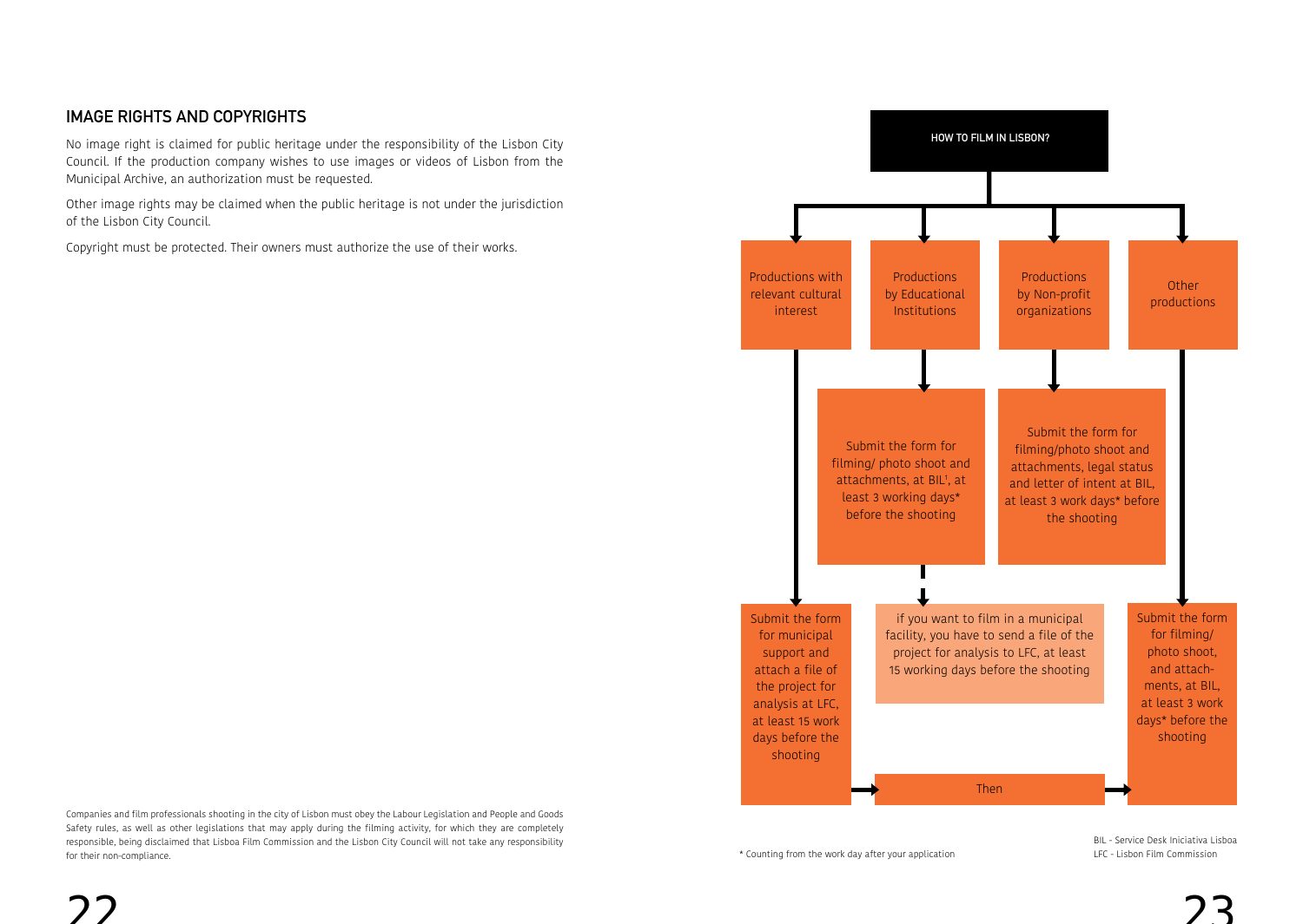## IMAGE RIGHTS AND COPYRIGHTS

No image right is claimed for public heritage under the responsibility of the Lisbon City Council. If the production company wishes to use images or videos of Lisbon from the Municipal Archive, an authorization must be requested.

Other image rights may be claimed when the public heritage is not under the jurisdiction of the Lisbon City Council.

Copyright must be protected. Their owners must authorize the use of their works.

Companies and film professionals shooting in the city of Lisbon must obey the Labour Legislation and People and Goods Safety rules, as well as other legislations that may apply during the filming activity, for which they are completely responsible, being disclaimed that Lisboa Film Commission and the Lisbon City Council will not take any responsibility for their non-compliance.

**HOW TO FILM IN LISBON?**

- **Productions with relevant cultural interest**
  - Submit the form for municipal support and attach a file of the project for analysis at LFC, at least 15 work days before the shooting
  - Then → Submit the form for filming/ photo shoot, and attachments, at BIL, at least 3 work days* before the shooting
- **Productions by Educational Institutions**
  - Submit the form for filming/ photo shoot and attachments, at BIL[1], at least 3 working days* before the shooting
- **Productions by Non-profit organizations**
  - Submit the form for filming/photo shoot and attachments, legal status and letter of intent at BIL, at least 3 work days* before the shooting
- if you want to film in a municipal facility, you have to send a file of the project for analysis to LFC, at least 15 working days before the shooting
- **Other productions**
  - Submit the form for filming/ photo shoot, and attachments, at BIL, at least 3 work days* before the shooting

\* Counting from the work day after your application

BIL - Service Desk Iniciativa Lisboa
LFC - Lisbon Film Commission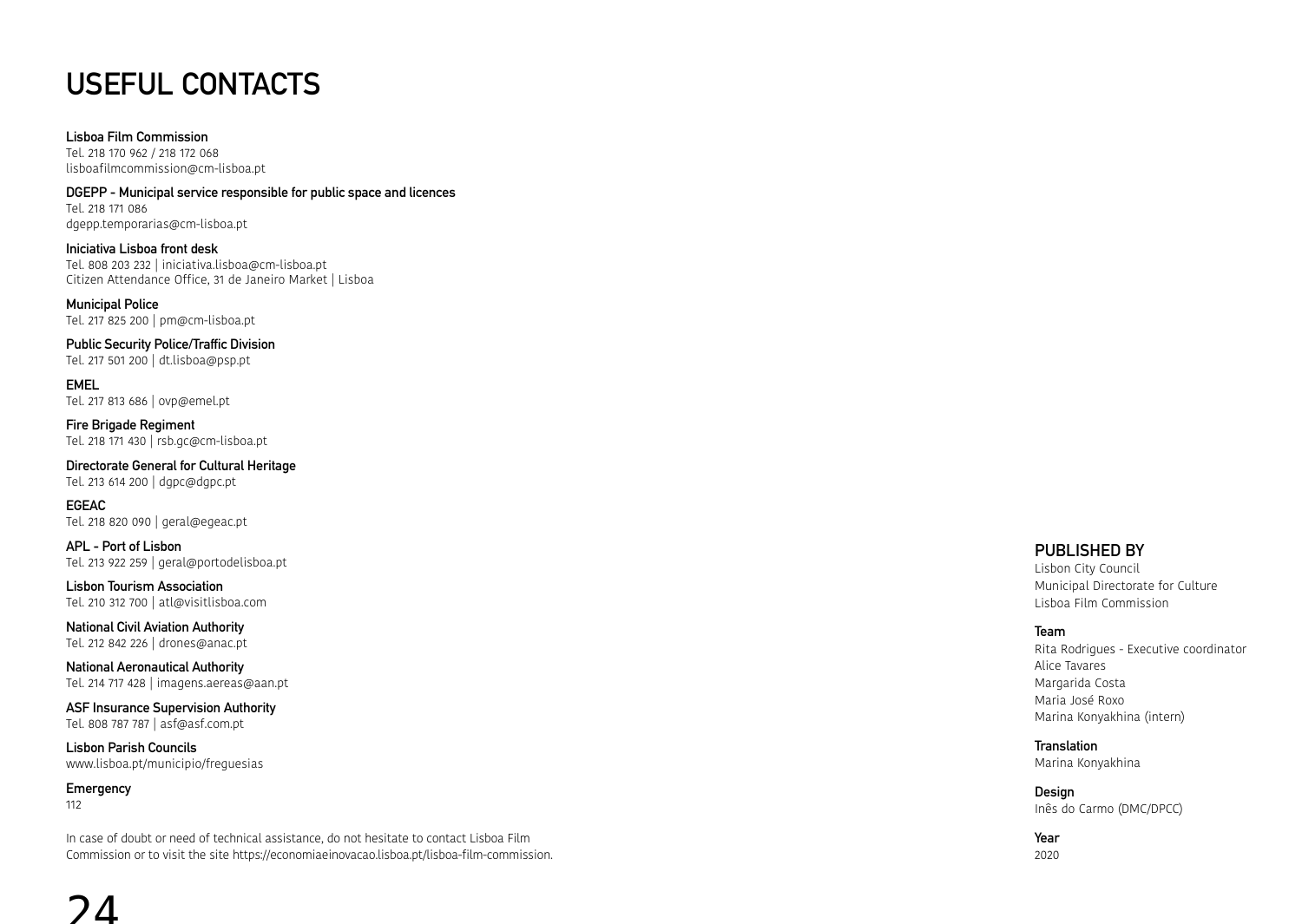# USEFUL CONTACTS

**Lisboa Film Commission**
Tel. 218 170 962 / 218 172 068
lisboafilmcommission@cm-lisboa.pt

**DGEPP - Municipal service responsible for public space and licences**
Tel. 218 171 086
dgepp.temporarias@cm-lisboa.pt

**Iniciativa Lisboa front desk**
Tel. 808 203 232 | iniciativa.lisboa@cm-lisboa.pt
Citizen Attendance Office, 31 de Janeiro Market | Lisboa

**Municipal Police**
Tel. 217 825 200 | pm@cm-lisboa.pt

**Public Security Police/Traffic Division**
Tel. 217 501 200 | dt.lisboa@psp.pt

**EMEL**
Tel. 217 813 686 | ovp@emel.pt

**Fire Brigade Regiment**
Tel. 218 171 430 | rsb.gc@cm-lisboa.pt

**Directorate General for Cultural Heritage**
Tel. 213 614 200 | dgpc@dgpc.pt

**EGEAC**
Tel. 218 820 090 | geral@egeac.pt

**APL - Port of Lisbon**
Tel. 213 922 259 | geral@portodelisboa.pt

**Lisbon Tourism Association**
Tel. 210 312 700 | atl@visitlisboa.com

**National Civil Aviation Authority**
Tel. 212 842 226 | drones@anac.pt

**National Aeronautical Authority**
Tel. 214 717 428 | imagens.aereas@aan.pt

**ASF Insurance Supervision Authority**
Tel. 808 787 787 | asf@asf.com.pt

**Lisbon Parish Councils**
www.lisboa.pt/municipio/freguesias

**Emergency**
112

In case of doubt or need of technical assistance, do not hesitate to contact Lisboa Film Commission or to visit the site https://economiaeinovacao.lisboa.pt/lisboa-film-commission.

## PUBLISHED BY

Lisbon City Council
Municipal Directorate for Culture
Lisboa Film Commission

**Team**
Rita Rodrigues - Executive coordinator
Alice Tavares
Margarida Costa
Maria José Roxo
Marina Konyakhina (intern)

**Translation**
Marina Konyakhina

**Design**
Inês do Carmo (DMC/DPCC)

**Year**
2020